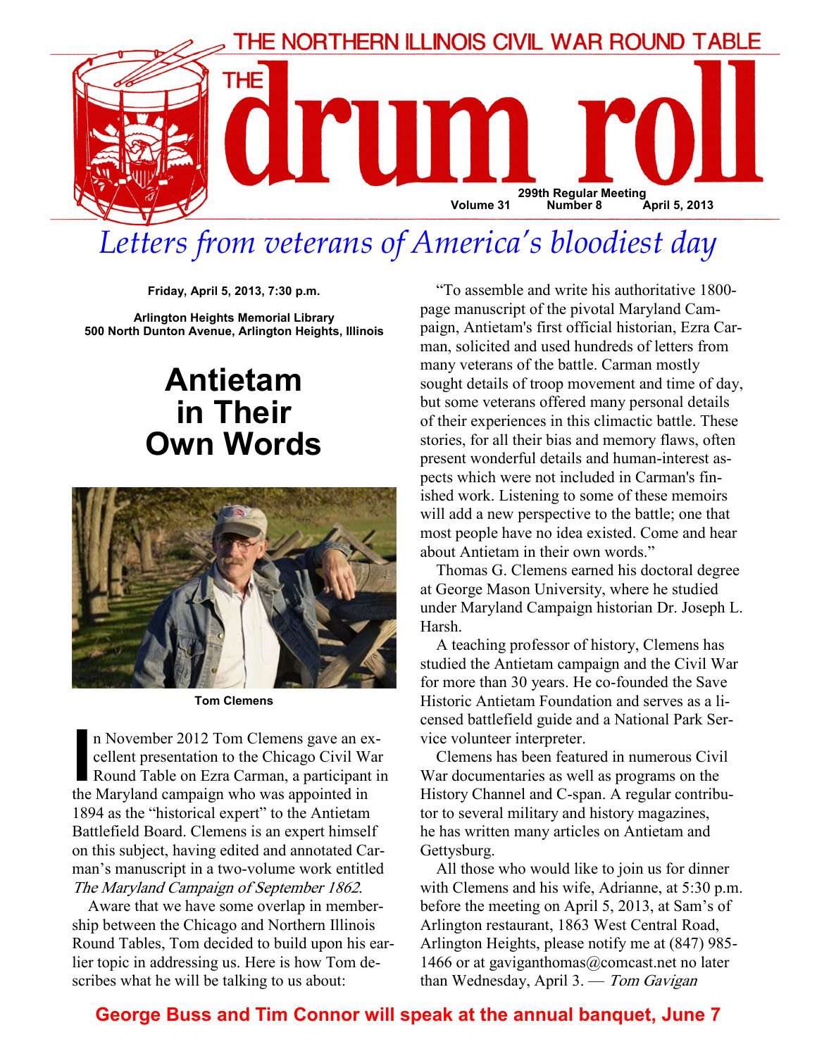THE NORTHERN ILLINOIS CIVIL WAR ROUND TABLE

# THE drum roll

299th Regular Meeting
Volume 31 Number 8 April 5, 2013

## *Letters from veterans of America's bloodiest day*

**Friday, April 5, 2013, 7:30 p.m.**

**Arlington Heights Memorial Library**
**500 North Dunton Avenue, Arlington Heights, Illinois**

# Antietam in Their Own Words

**Tom Clemens**

In November 2012 Tom Clemens gave an excellent presentation to the Chicago Civil War Round Table on Ezra Carman, a participant in the Maryland campaign who was appointed in 1894 as the "historical expert" to the Antietam Battlefield Board. Clemens is an expert himself on this subject, having edited and annotated Carman's manuscript in a two-volume work entitled *The Maryland Campaign of September 1862*.

Aware that we have some overlap in membership between the Chicago and Northern Illinois Round Tables, Tom decided to build upon his earlier topic in addressing us. Here is how Tom describes what he will be talking to us about:

"To assemble and write his authoritative 1800-page manuscript of the pivotal Maryland Campaign, Antietam's first official historian, Ezra Carman, solicited and used hundreds of letters from many veterans of the battle. Carman mostly sought details of troop movement and time of day, but some veterans offered many personal details of their experiences in this climactic battle. These stories, for all their bias and memory flaws, often present wonderful details and human-interest aspects which were not included in Carman's finished work. Listening to some of these memoirs will add a new perspective to the battle; one that most people have no idea existed. Come and hear about Antietam in their own words."

Thomas G. Clemens earned his doctoral degree at George Mason University, where he studied under Maryland Campaign historian Dr. Joseph L. Harsh.

A teaching professor of history, Clemens has studied the Antietam campaign and the Civil War for more than 30 years. He co-founded the Save Historic Antietam Foundation and serves as a licensed battlefield guide and a National Park Service volunteer interpreter.

Clemens has been featured in numerous Civil War documentaries as well as programs on the History Channel and C-span. A regular contributor to several military and history magazines, he has written many articles on Antietam and Gettysburg.

All those who would like to join us for dinner with Clemens and his wife, Adrianne, at 5:30 p.m. before the meeting on April 5, 2013, at Sam's of Arlington restaurant, 1863 West Central Road, Arlington Heights, please notify me at (847) 985-1466 or at gaviganthomas@comcast.net no later than Wednesday, April 3. — *Tom Gavigan*

**George Buss and Tim Connor will speak at the annual banquet, June 7**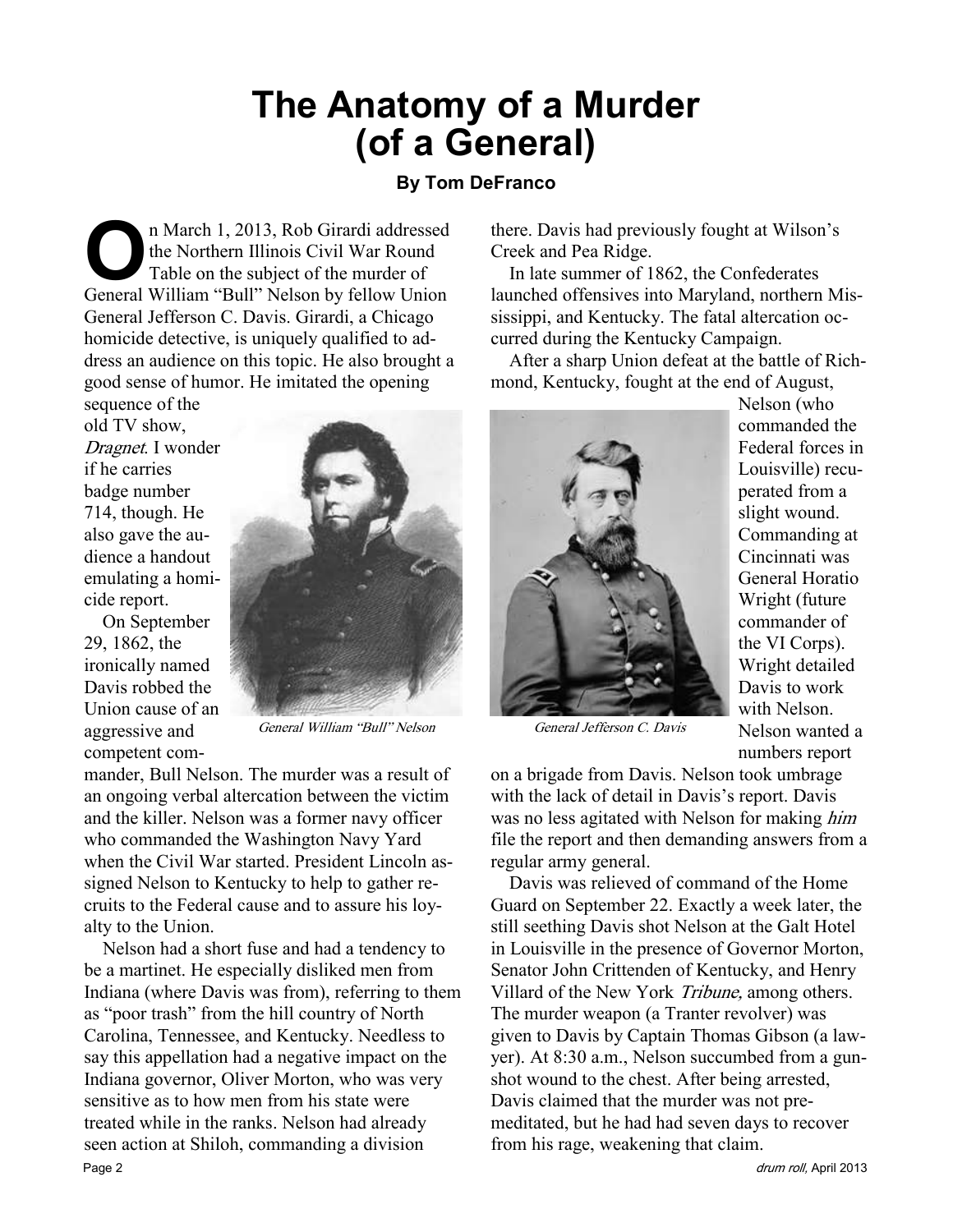# The Anatomy of a Murder (of a General)

**By Tom DeFranco**

On March 1, 2013, Rob Girardi addressed the Northern Illinois Civil War Round Table on the subject of the murder of General William "Bull" Nelson by fellow Union General Jefferson C. Davis. Girardi, a Chicago homicide detective, is uniquely qualified to address an audience on this topic. He also brought a good sense of humor. He imitated the opening sequence of the old TV show, *Dragnet*. I wonder if he carries badge number 714, though. He also gave the audience a handout emulating a homicide report.

On September 29, 1862, the ironically named Davis robbed the Union cause of an aggressive and competent commander, Bull Nelson. The murder was a result of an ongoing verbal altercation between the victim and the killer. Nelson was a former navy officer who commanded the Washington Navy Yard when the Civil War started. President Lincoln assigned Nelson to Kentucky to help to gather recruits to the Federal cause and to assure his loyalty to the Union.

*General William "Bull" Nelson*

Nelson had a short fuse and had a tendency to be a martinet. He especially disliked men from Indiana (where Davis was from), referring to them as "poor trash" from the hill country of North Carolina, Tennessee, and Kentucky. Needless to say this appellation had a negative impact on the Indiana governor, Oliver Morton, who was very sensitive as to how men from his state were treated while in the ranks. Nelson had already seen action at Shiloh, commanding a division there. Davis had previously fought at Wilson's Creek and Pea Ridge.

In late summer of 1862, the Confederates launched offensives into Maryland, northern Mississippi, and Kentucky. The fatal altercation occurred during the Kentucky Campaign.

After a sharp Union defeat at the battle of Richmond, Kentucky, fought at the end of August, Nelson (who commanded the Federal forces in Louisville) recuperated from a slight wound. Commanding at Cincinnati was General Horatio Wright (future commander of the VI Corps). Wright detailed Davis to work with Nelson. Nelson wanted a numbers report on a brigade from Davis. Nelson took umbrage with the lack of detail in Davis's report. Davis was no less agitated with Nelson for making *him* file the report and then demanding answers from a regular army general.

*General Jefferson C. Davis*

Davis was relieved of command of the Home Guard on September 22. Exactly a week later, the still seething Davis shot Nelson at the Galt Hotel in Louisville in the presence of Governor Morton, Senator John Crittenden of Kentucky, and Henry Villard of the New York *Tribune*, among others. The murder weapon (a Tranter revolver) was given to Davis by Captain Thomas Gibson (a lawyer). At 8:30 a.m., Nelson succumbed from a gunshot wound to the chest. After being arrested, Davis claimed that the murder was not premeditated, but he had had seven days to recover from his rage, weakening that claim.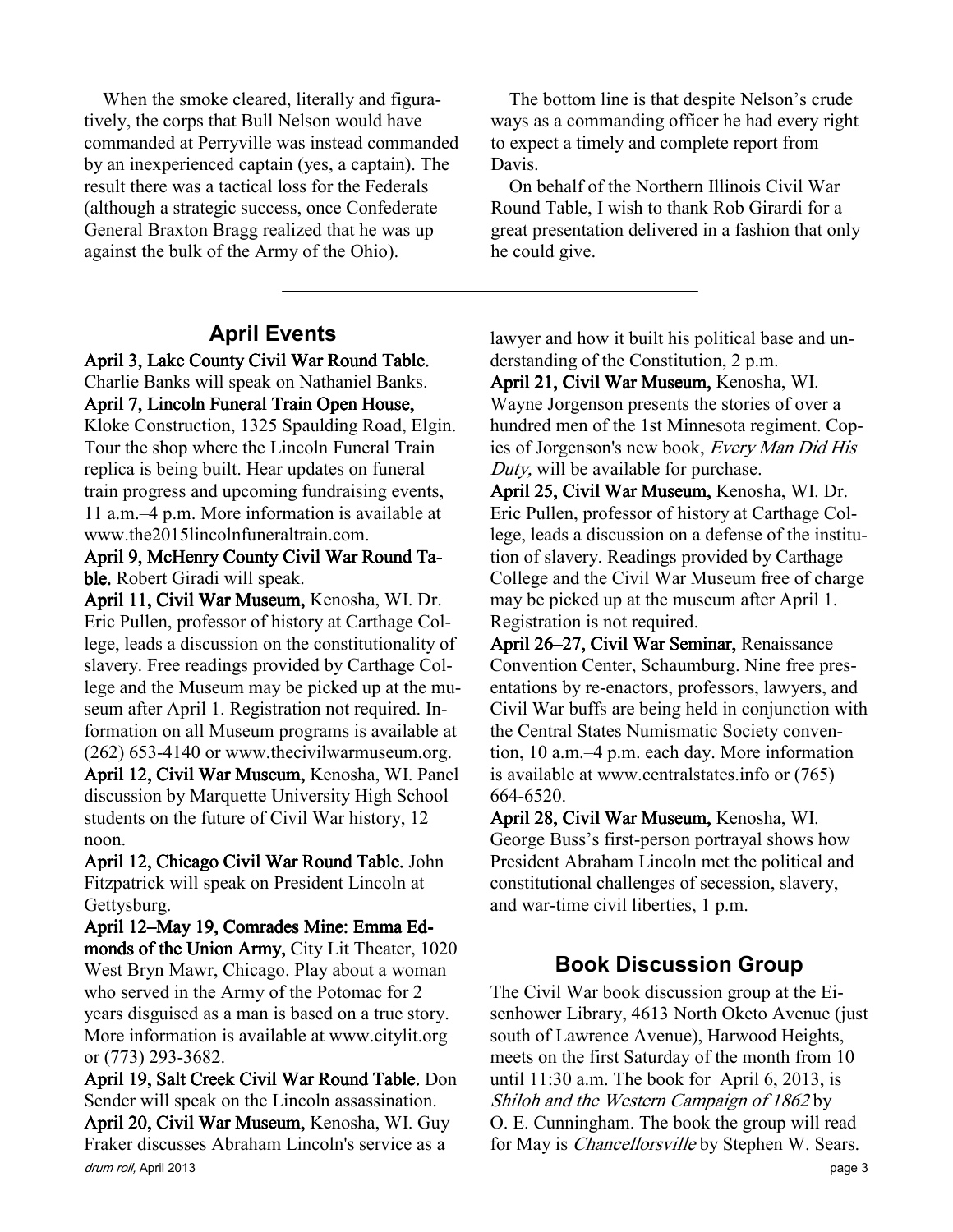When the smoke cleared, literally and figuratively, the corps that Bull Nelson would have commanded at Perryville was instead commanded by an inexperienced captain (yes, a captain). The result there was a tactical loss for the Federals (although a strategic success, once Confederate General Braxton Bragg realized that he was up against the bulk of the Army of the Ohio).

The bottom line is that despite Nelson's crude ways as a commanding officer he had every right to expect a timely and complete report from Davis.

On behalf of the Northern Illinois Civil War Round Table, I wish to thank Rob Girardi for a great presentation delivered in a fashion that only he could give.

---

## April Events

**April 3, Lake County Civil War Round Table.** Charlie Banks will speak on Nathaniel Banks.

**April 7, Lincoln Funeral Train Open House,** Kloke Construction, 1325 Spaulding Road, Elgin. Tour the shop where the Lincoln Funeral Train replica is being built. Hear updates on funeral train progress and upcoming fundraising events, 11 a.m.–4 p.m. More information is available at www.the2015lincolnfuneraltrain.com.

**April 9, McHenry County Civil War Round Table.** Robert Giradi will speak.

**April 11, Civil War Museum,** Kenosha, WI. Dr. Eric Pullen, professor of history at Carthage College, leads a discussion on the constitutionality of slavery. Free readings provided by Carthage College and the Museum may be picked up at the museum after April 1. Registration not required. Information on all Museum programs is available at (262) 653-4140 or www.thecivilwarmuseum.org.

**April 12, Civil War Museum,** Kenosha, WI. Panel discussion by Marquette University High School students on the future of Civil War history, 12 noon.

**April 12, Chicago Civil War Round Table.** John Fitzpatrick will speak on President Lincoln at Gettysburg.

**April 12–May 19, Comrades Mine: Emma Edmonds of the Union Army,** City Lit Theater, 1020 West Bryn Mawr, Chicago. Play about a woman who served in the Army of the Potomac for 2 years disguised as a man is based on a true story. More information is available at www.citylit.org or (773) 293-3682.

**April 19, Salt Creek Civil War Round Table.** Don Sender will speak on the Lincoln assassination.

**April 20, Civil War Museum,** Kenosha, WI. Guy Fraker discusses Abraham Lincoln's service as a lawyer and how it built his political base and understanding of the Constitution, 2 p.m.

**April 21, Civil War Museum,** Kenosha, WI. Wayne Jorgenson presents the stories of over a hundred men of the 1st Minnesota regiment. Copies of Jorgenson's new book, *Every Man Did His Duty,* will be available for purchase.

**April 25, Civil War Museum,** Kenosha, WI. Dr. Eric Pullen, professor of history at Carthage College, leads a discussion on a defense of the institution of slavery. Readings provided by Carthage College and the Civil War Museum free of charge may be picked up at the museum after April 1. Registration is not required.

**April 26–27, Civil War Seminar,** Renaissance Convention Center, Schaumburg. Nine free presentations by re-enactors, professors, lawyers, and Civil War buffs are being held in conjunction with the Central States Numismatic Society convention, 10 a.m.–4 p.m. each day. More information is available at www.centralstates.info or (765) 664-6520.

**April 28, Civil War Museum,** Kenosha, WI. George Buss's first-person portrayal shows how President Abraham Lincoln met the political and constitutional challenges of secession, slavery, and war-time civil liberties, 1 p.m.

## Book Discussion Group

The Civil War book discussion group at the Eisenhower Library, 4613 North Oketo Avenue (just south of Lawrence Avenue), Harwood Heights, meets on the first Saturday of the month from 10 until 11:30 a.m. The book for April 6, 2013, is *Shiloh and the Western Campaign of 1862* by O. E. Cunningham. The book the group will read for May is *Chancellorsville* by Stephen W. Sears.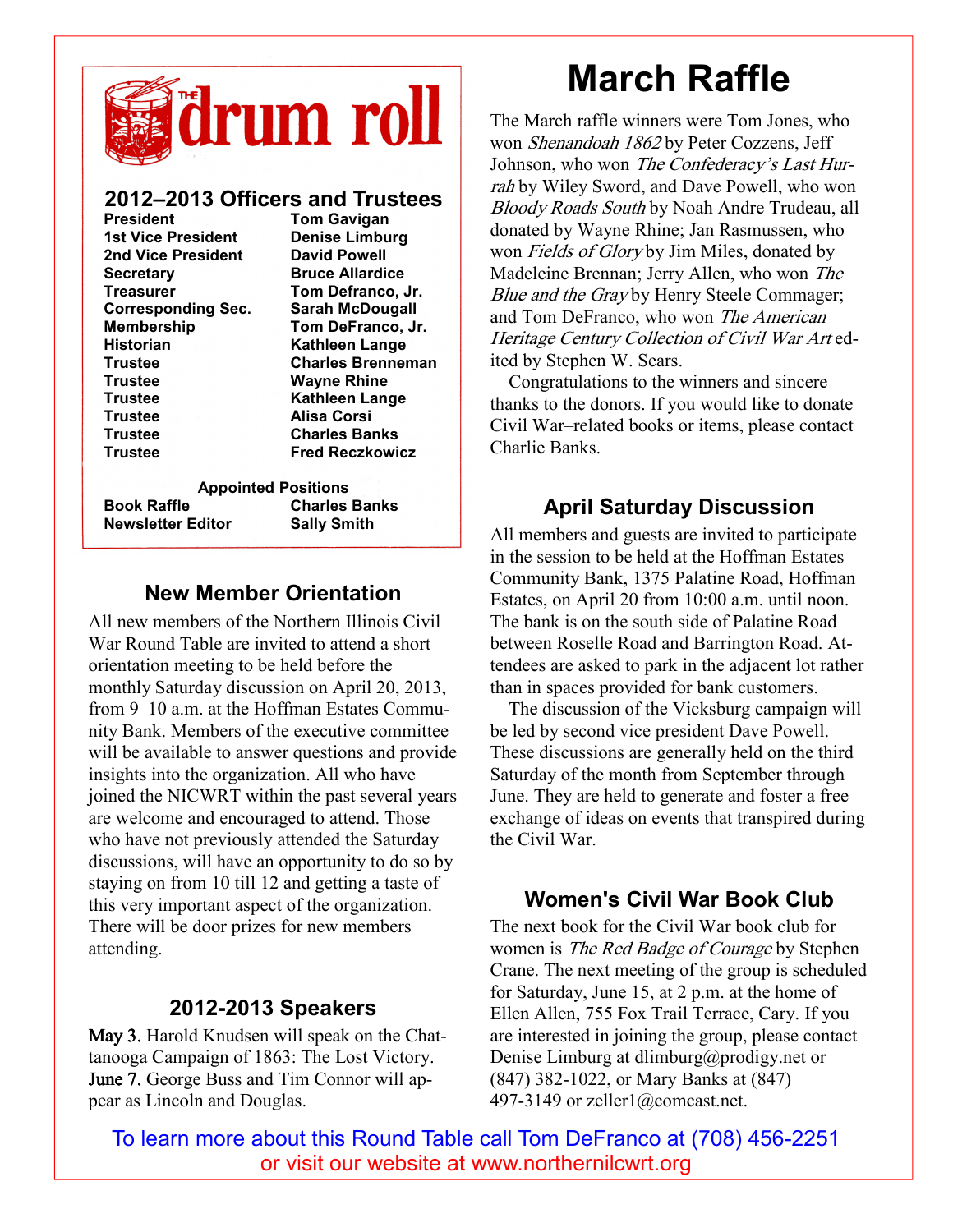THE drum roll

## 2012–2013 Officers and Trustees

| | |
|---|---|
| **President** | **Tom Gavigan** |
| **1st Vice President** | **Denise Limburg** |
| **2nd Vice President** | **David Powell** |
| **Secretary** | **Bruce Allardice** |
| **Treasurer** | **Tom Defranco, Jr.** |
| **Corresponding Sec.** | **Sarah McDougall** |
| **Membership** | **Tom DeFranco, Jr.** |
| **Historian** | **Kathleen Lange** |
| **Trustee** | **Charles Brenneman** |
| **Trustee** | **Wayne Rhine** |
| **Trustee** | **Kathleen Lange** |
| **Trustee** | **Alisa Corsi** |
| **Trustee** | **Charles Banks** |
| **Trustee** | **Fred Reczkowicz** |

**Appointed Positions**

| | |
|---|---|
| **Book Raffle** | **Charles Banks** |
| **Newsletter Editor** | **Sally Smith** |

## New Member Orientation

All new members of the Northern Illinois Civil War Round Table are invited to attend a short orientation meeting to be held before the monthly Saturday discussion on April 20, 2013, from 9–10 a.m. at the Hoffman Estates Community Bank. Members of the executive committee will be available to answer questions and provide insights into the organization. All who have joined the NICWRT within the past several years are welcome and encouraged to attend. Those who have not previously attended the Saturday discussions, will have an opportunity to do so by staying on from 10 till 12 and getting a taste of this very important aspect of the organization. There will be door prizes for new members attending.

## 2012-2013 Speakers

**May 3.** Harold Knudsen will speak on the Chattanooga Campaign of 1863: The Lost Victory.
**June 7.** George Buss and Tim Connor will appear as Lincoln and Douglas.

# March Raffle

The March raffle winners were Tom Jones, who won *Shenandoah 1862* by Peter Cozzens, Jeff Johnson, who won *The Confederacy's Last Hurrah* by Wiley Sword, and Dave Powell, who won *Bloody Roads South* by Noah Andre Trudeau, all donated by Wayne Rhine; Jan Rasmussen, who won *Fields of Glory* by Jim Miles, donated by Madeleine Brennan; Jerry Allen, who won *The Blue and the Gray* by Henry Steele Commager; and Tom DeFranco, who won *The American Heritage Century Collection of Civil War Art* edited by Stephen W. Sears.

Congratulations to the winners and sincere thanks to the donors. If you would like to donate Civil War–related books or items, please contact Charlie Banks.

## April Saturday Discussion

All members and guests are invited to participate in the session to be held at the Hoffman Estates Community Bank, 1375 Palatine Road, Hoffman Estates, on April 20 from 10:00 a.m. until noon. The bank is on the south side of Palatine Road between Roselle Road and Barrington Road. Attendees are asked to park in the adjacent lot rather than in spaces provided for bank customers.

The discussion of the Vicksburg campaign will be led by second vice president Dave Powell. These discussions are generally held on the third Saturday of the month from September through June. They are held to generate and foster a free exchange of ideas on events that transpired during the Civil War.

## Women's Civil War Book Club

The next book for the Civil War book club for women is *The Red Badge of Courage* by Stephen Crane. The next meeting of the group is scheduled for Saturday, June 15, at 2 p.m. at the home of Ellen Allen, 755 Fox Trail Terrace, Cary. If you are interested in joining the group, please contact Denise Limburg at dlimburg@prodigy.net or (847) 382-1022, or Mary Banks at (847) 497-3149 or zeller1@comcast.net.

To learn more about this Round Table call Tom DeFranco at (708) 456-2251 or visit our website at www.northernilcwrt.org